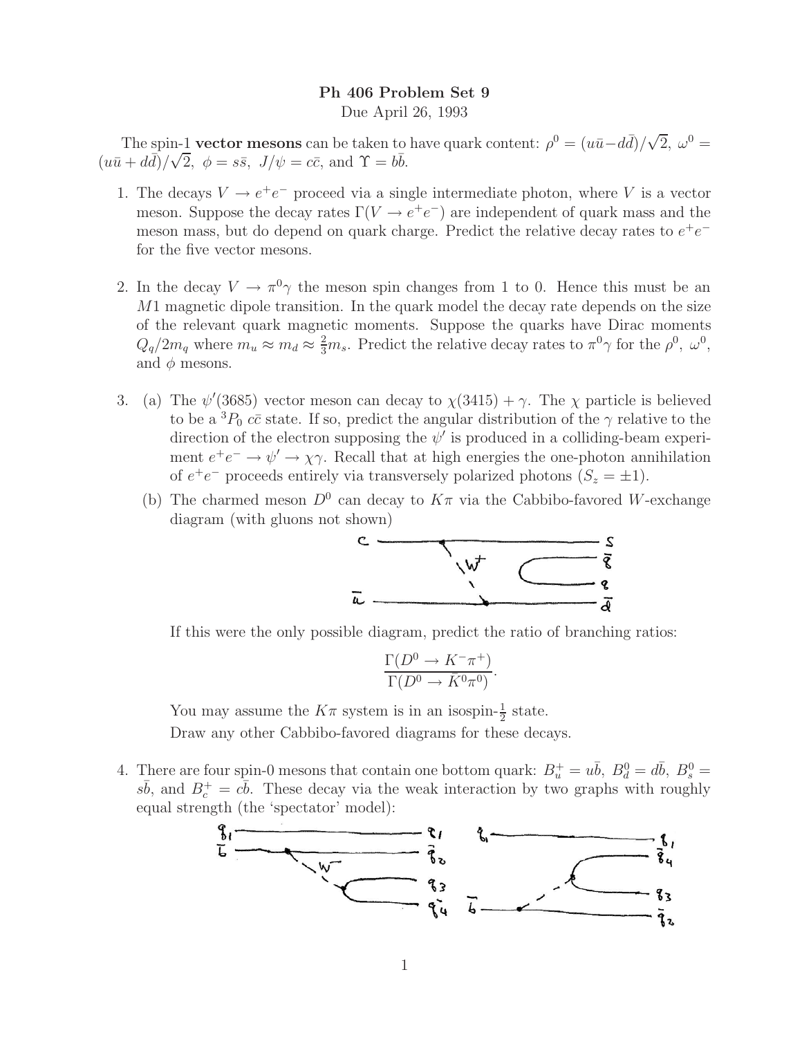# Ph 406 Problem Set 9

Due April 26, 1993

The spin-1 **vector mesons** can be taken to have quark content: $\rho^0 = (u\bar{u} - d\bar{d})/\sqrt{2}$, $\omega^0 = (u\bar{u} + d\bar{d})/\sqrt{2}$, $\phi = s\bar{s}$, $J/\psi = c\bar{c}$, and $\Upsilon = b\bar{b}$.

1. The decays $V \to e^+e^-$ proceed via a single intermediate photon, where $V$ is a vector meson. Suppose the decay rates $\Gamma(V \to e^+e^-)$ are independent of quark mass and the meson mass, but do depend on quark charge. Predict the relative decay rates to $e^+e^-$ for the five vector mesons.

2. In the decay $V \to \pi^0\gamma$ the meson spin changes from 1 to 0. Hence this must be an $M1$ magnetic dipole transition. In the quark model the decay rate depends on the size of the relevant quark magnetic moments. Suppose the quarks have Dirac moments $Q_q/2m_q$ where $m_u \approx m_d \approx \frac{2}{3}m_s$. Predict the relative decay rates to $\pi^0\gamma$ for the $\rho^0$, $\omega^0$, and $\phi$ mesons.

3. (a) The $\psi'(3685)$ vector meson can decay to $\chi(3415) + \gamma$. The $\chi$ particle is believed to be a ${}^3P_0$ $c\bar{c}$ state. If so, predict the angular distribution of the $\gamma$ relative to the direction of the electron supposing the $\psi'$ is produced in a colliding-beam experiment $e^+e^- \to \psi' \to \chi\gamma$. Recall that at high energies the one-photon annihilation of $e^+e^-$ proceeds entirely via transversely polarized photons ($S_z = \pm 1$).

   (b) The charmed meson $D^0$ can decay to $K\pi$ via the Cabbibo-favored $W$-exchange diagram (with gluons not shown)

   If this were the only possible diagram, predict the ratio of branching ratios:

   $$\frac{\Gamma(D^0 \to K^-\pi^+)}{\Gamma(D^0 \to \bar{K}^0\pi^0)}.$$

   You may assume the $K\pi$ system is in an isospin-$\frac{1}{2}$ state.

   Draw any other Cabbibo-favored diagrams for these decays.

4. There are four spin-0 mesons that contain one bottom quark: $B_u^+ = u\bar{b}$, $B_d^0 = d\bar{b}$, $B_s^0 = s\bar{b}$, and $B_c^+ = c\bar{b}$. These decay via the weak interaction by two graphs with roughly equal strength (the 'spectator' model):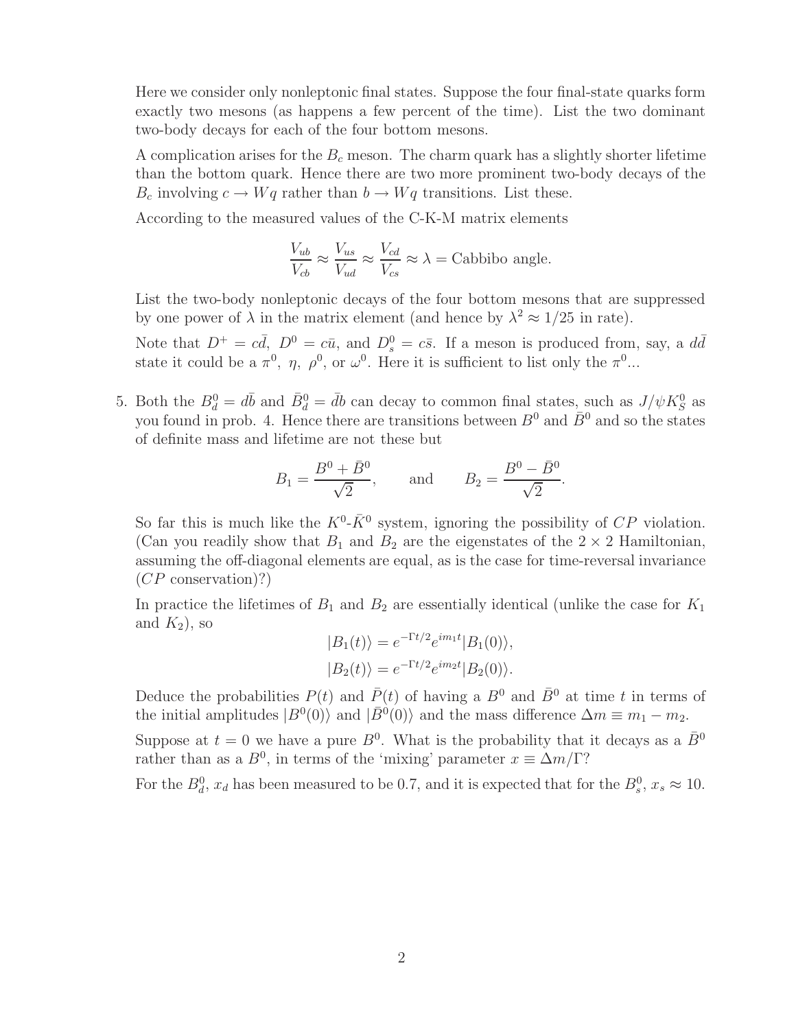Here we consider only nonleptonic final states. Suppose the four final-state quarks form exactly two mesons (as happens a few percent of the time). List the two dominant two-body decays for each of the four bottom mesons.

A complication arises for the $B_c$ meson. The charm quark has a slightly shorter lifetime than the bottom quark. Hence there are two more prominent two-body decays of the $B_c$ involving $c \to Wq$ rather than $b \to Wq$ transitions. List these.

According to the measured values of the C-K-M matrix elements

$$\frac{V_{ub}}{V_{cb}} \approx \frac{V_{us}}{V_{ud}} \approx \frac{V_{cd}}{V_{cs}} \approx \lambda = \text{Cabbibo angle}.$$

List the two-body nonleptonic decays of the four bottom mesons that are suppressed by one power of $\lambda$ in the matrix element (and hence by $\lambda^2 \approx 1/25$ in rate).

Note that $D^+ = c\bar{d}$, $D^0 = c\bar{u}$, and $D_s^0 = c\bar{s}$. If a meson is produced from, say, a $d\bar{d}$ state it could be a $\pi^0$, $\eta$, $\rho^0$, or $\omega^0$. Here it is sufficient to list only the $\pi^0$...

5. Both the $B_d^0 = d\bar{b}$ and $\bar{B}_d^0 = \bar{d}b$ can decay to common final states, such as $J/\psi K_S^0$ as you found in prob. 4. Hence there are transitions between $B^0$ and $\bar{B}^0$ and so the states of definite mass and lifetime are not these but

$$B_1 = \frac{B^0 + \bar{B}^0}{\sqrt{2}}, \qquad \text{and} \qquad B_2 = \frac{B^0 - \bar{B}^0}{\sqrt{2}}.$$

So far this is much like the $K^0$-$\bar{K}^0$ system, ignoring the possibility of $CP$ violation. (Can you readily show that $B_1$ and $B_2$ are the eigenstates of the $2 \times 2$ Hamiltonian, assuming the off-diagonal elements are equal, as is the case for time-reversal invariance ($CP$ conservation)?)

In practice the lifetimes of $B_1$ and $B_2$ are essentially identical (unlike the case for $K_1$ and $K_2$), so

$$|B_1(t)\rangle = e^{-\Gamma t/2} e^{i m_1 t} |B_1(0)\rangle,$$
$$|B_2(t)\rangle = e^{-\Gamma t/2} e^{i m_2 t} |B_2(0)\rangle.$$

Deduce the probabilities $P(t)$ and $\bar{P}(t)$ of having a $B^0$ and $\bar{B}^0$ at time $t$ in terms of the initial amplitudes $|B^0(0)\rangle$ and $|\bar{B}^0(0)\rangle$ and the mass difference $\Delta m \equiv m_1 - m_2$.

Suppose at $t = 0$ we have a pure $B^0$. What is the probability that it decays as a $\bar{B}^0$ rather than as a $B^0$, in terms of the 'mixing' parameter $x \equiv \Delta m / \Gamma$?

For the $B_d^0$, $x_d$ has been measured to be 0.7, and it is expected that for the $B_s^0$, $x_s \approx 10$.